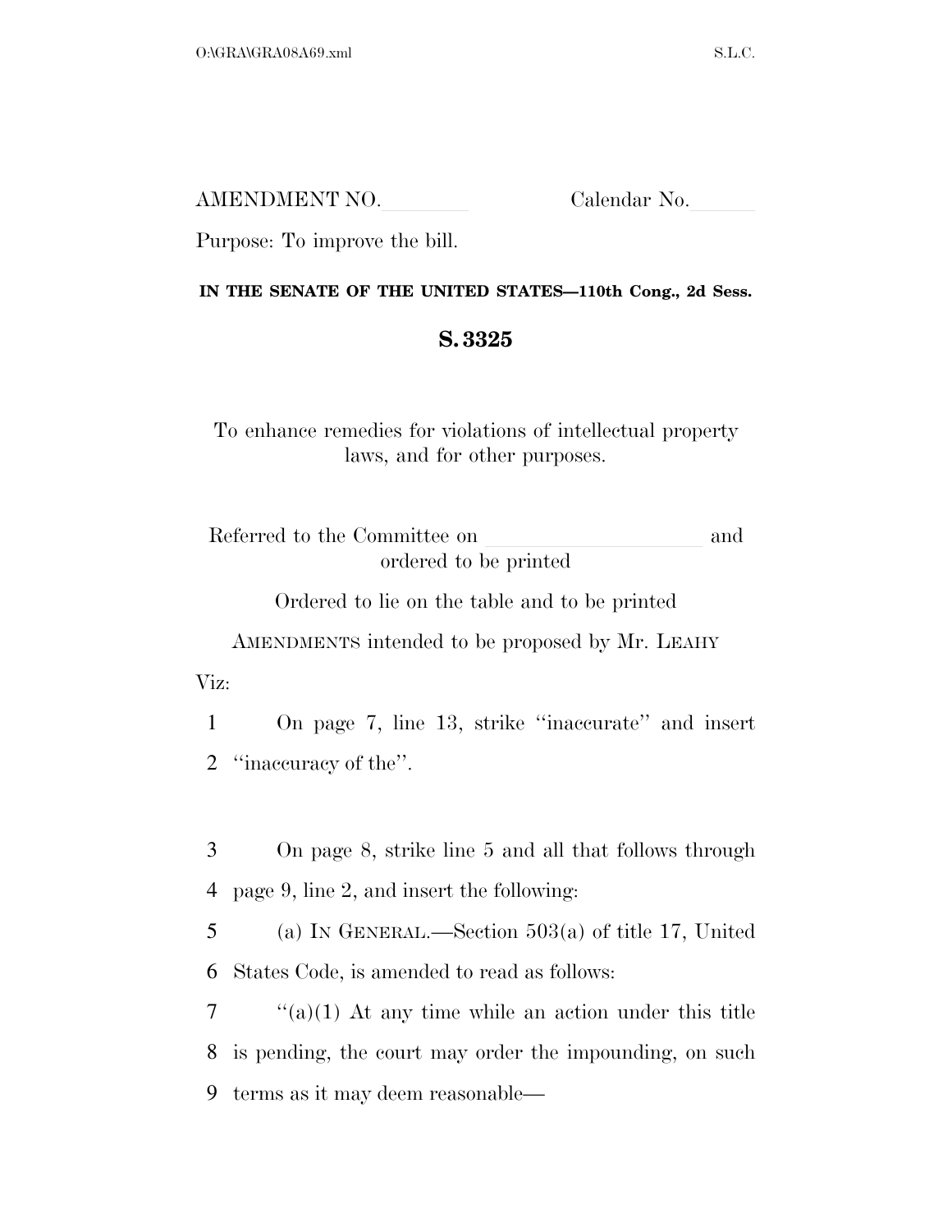AMENDMENT NO.\_\_\_\_\_\_\_\_ Calendar No.\_\_\_\_\_\_

Purpose: To improve the bill.

**IN THE SENATE OF THE UNITED STATES—110th Cong., 2d Sess.**

**S. 3325**

To enhance remedies for violations of intellectual property laws, and for other purposes.

Referred to the Committee on \_\_\_\_\_\_\_\_\_\_\_\_\_\_\_\_\_\_\_\_ and ordered to be printed

Ordered to lie on the table and to be printed

AMENDMENTS intended to be proposed by Mr. LEAHY

Viz:

1 On page 7, line 13, strike ''inaccurate'' and insert
2 ''inaccuracy of the''.

3 On page 8, strike line 5 and all that follows through
4 page 9, line 2, and insert the following:
5 (a) IN GENERAL.—Section 503(a) of title 17, United
6 States Code, is amended to read as follows:
7 ''(a)(1) At any time while an action under this title
8 is pending, the court may order the impounding, on such
9 terms as it may deem reasonable—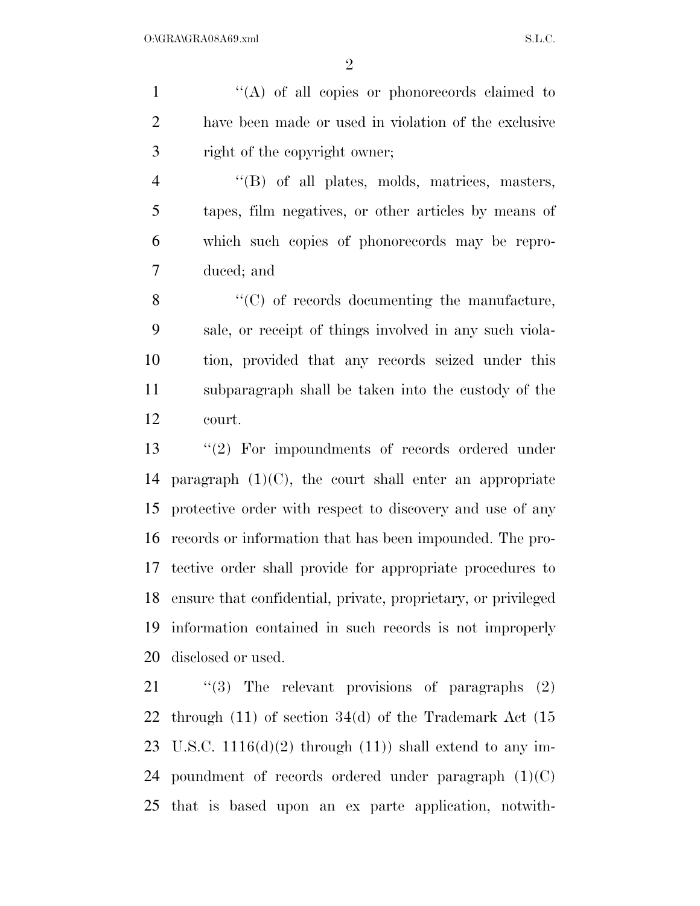''(A) of all copies or phonorecords claimed to have been made or used in violation of the exclusive right of the copyright owner;

''(B) of all plates, molds, matrices, masters, tapes, film negatives, or other articles by means of which such copies of phonorecords may be reproduced; and

''(C) of records documenting the manufacture, sale, or receipt of things involved in any such violation, provided that any records seized under this subparagraph shall be taken into the custody of the court.

''(2) For impoundments of records ordered under paragraph (1)(C), the court shall enter an appropriate protective order with respect to discovery and use of any records or information that has been impounded. The protective order shall provide for appropriate procedures to ensure that confidential, private, proprietary, or privileged information contained in such records is not improperly disclosed or used.

''(3) The relevant provisions of paragraphs (2) through (11) of section 34(d) of the Trademark Act (15 U.S.C. 1116(d)(2) through (11)) shall extend to any impoundment of records ordered under paragraph (1)(C) that is based upon an ex parte application, notwith-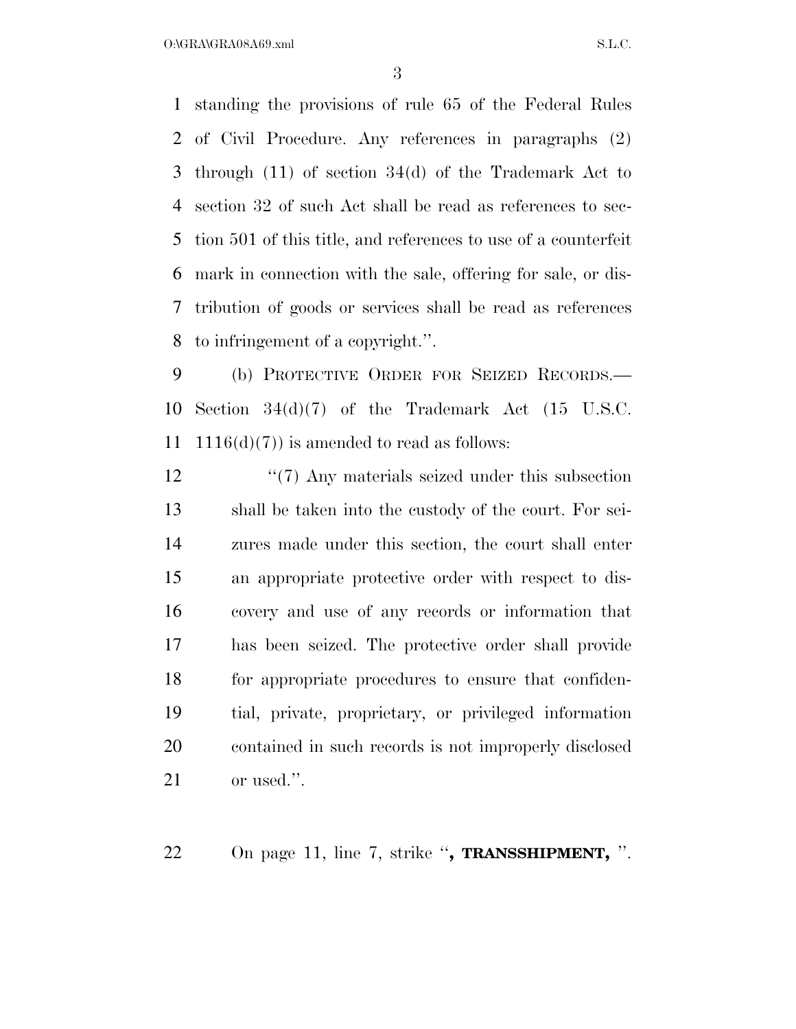standing the provisions of rule 65 of the Federal Rules of Civil Procedure. Any references in paragraphs (2) through (11) of section 34(d) of the Trademark Act to section 32 of such Act shall be read as references to section 501 of this title, and references to use of a counterfeit mark in connection with the sale, offering for sale, or distribution of goods or services shall be read as references to infringement of a copyright.''.

(b) PROTECTIVE ORDER FOR SEIZED RECORDS.—Section 34(d)(7) of the Trademark Act (15 U.S.C. 1116(d)(7)) is amended to read as follows:

''(7) Any materials seized under this subsection shall be taken into the custody of the court. For seizures made under this section, the court shall enter an appropriate protective order with respect to discovery and use of any records or information that has been seized. The protective order shall provide for appropriate procedures to ensure that confidential, private, proprietary, or privileged information contained in such records is not improperly disclosed or used.''.

On page 11, line 7, strike ''**, TRANSSHIPMENT,** ''.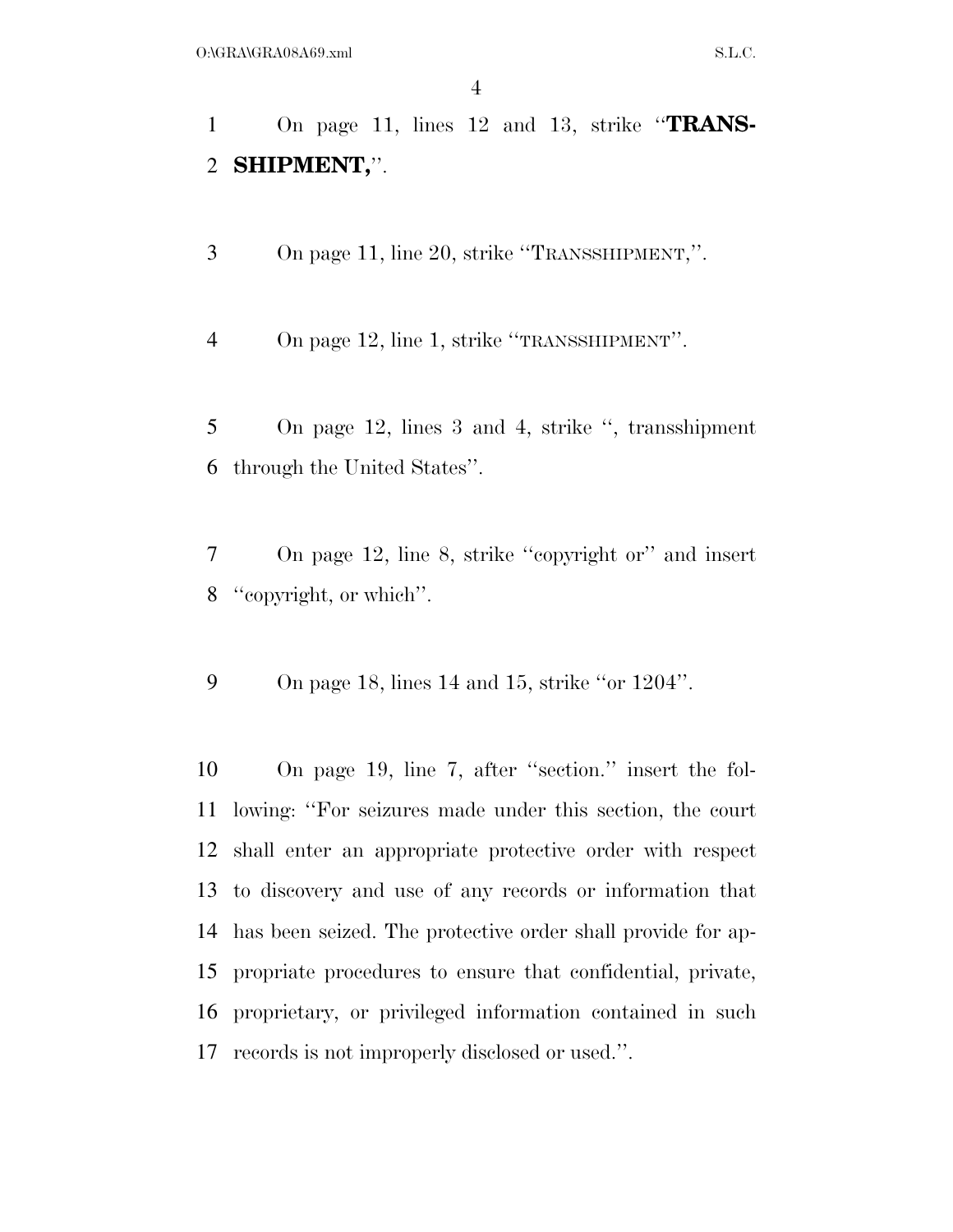On page 11, lines 12 and 13, strike "**TRANS-SHIPMENT,**".

On page 11, line 20, strike "TRANSSHIPMENT,".

On page 12, line 1, strike "TRANSSHIPMENT".

On page 12, lines 3 and 4, strike ", transshipment through the United States".

On page 12, line 8, strike "copyright or" and insert "copyright, or which".

On page 18, lines 14 and 15, strike "or 1204".

On page 19, line 7, after "section." insert the following: "For seizures made under this section, the court shall enter an appropriate protective order with respect to discovery and use of any records or information that has been seized. The protective order shall provide for appropriate procedures to ensure that confidential, private, proprietary, or privileged information contained in such records is not improperly disclosed or used.".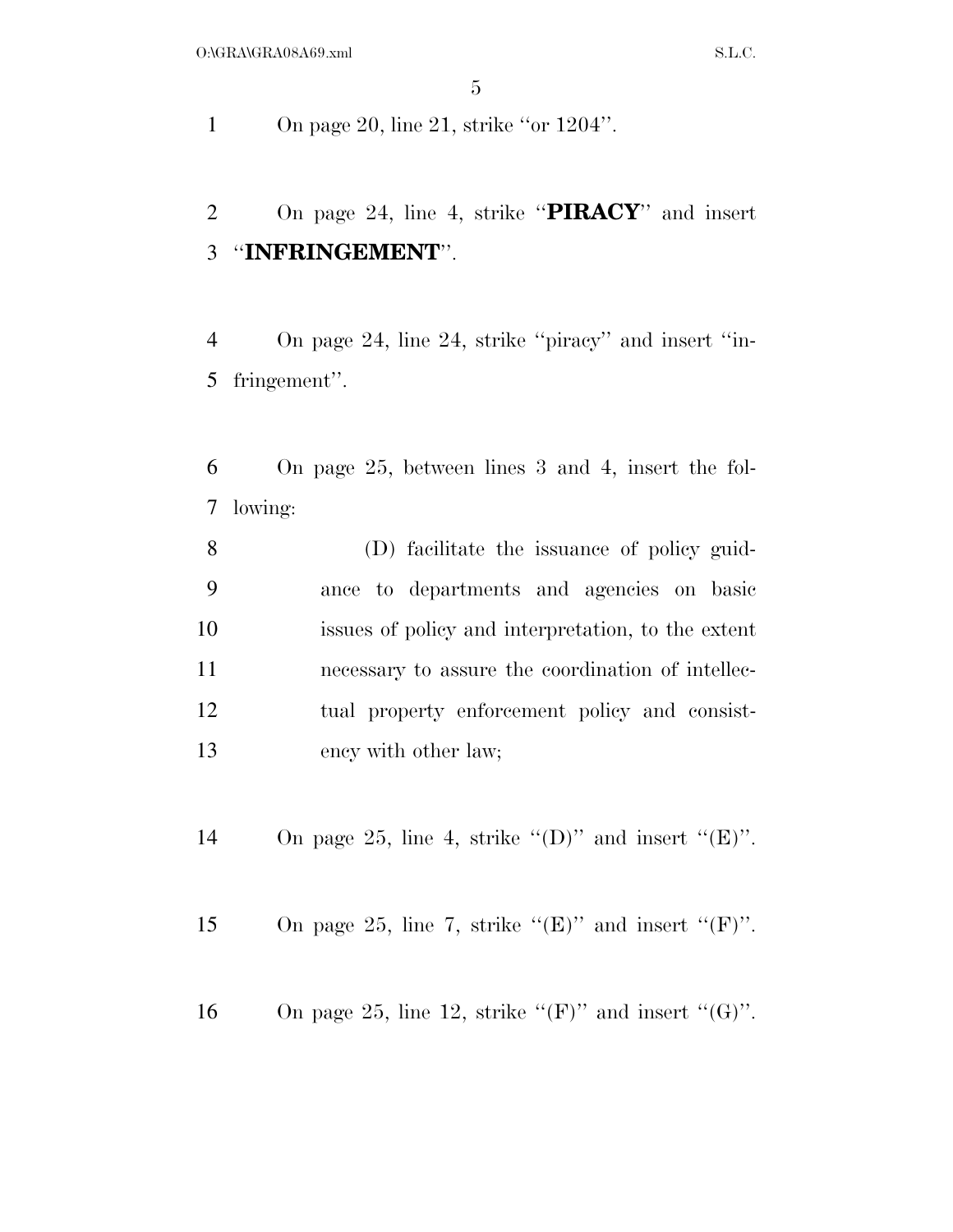On page 20, line 21, strike ''or 1204''.

On page 24, line 4, strike ''**PIRACY**'' and insert ''**INFRINGEMENT**''.

On page 24, line 24, strike ''piracy'' and insert ''infringement''.

On page 25, between lines 3 and 4, insert the following:

(D) facilitate the issuance of policy guidance to departments and agencies on basic issues of policy and interpretation, to the extent necessary to assure the coordination of intellectual property enforcement policy and consistency with other law;

On page 25, line 4, strike ''(D)'' and insert ''(E)''.

On page 25, line 7, strike ''(E)'' and insert ''(F)''.

On page 25, line 12, strike ''(F)'' and insert ''(G)''.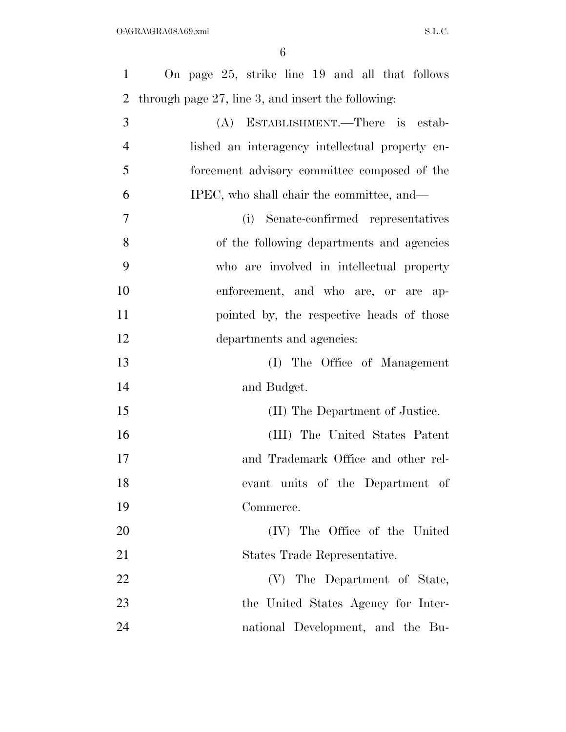On page 25, strike line 19 and all that follows through page 27, line 3, and insert the following:

(A) ESTABLISHMENT.—There is established an interagency intellectual property enforcement advisory committee composed of the IPEC, who shall chair the committee, and—

(i) Senate-confirmed representatives of the following departments and agencies who are involved in intellectual property enforcement, and who are, or are appointed by, the respective heads of those departments and agencies:

(I) The Office of Management and Budget.

(II) The Department of Justice.

(III) The United States Patent and Trademark Office and other relevant units of the Department of Commerce.

(IV) The Office of the United States Trade Representative.

(V) The Department of State, the United States Agency for International Development, and the Bu-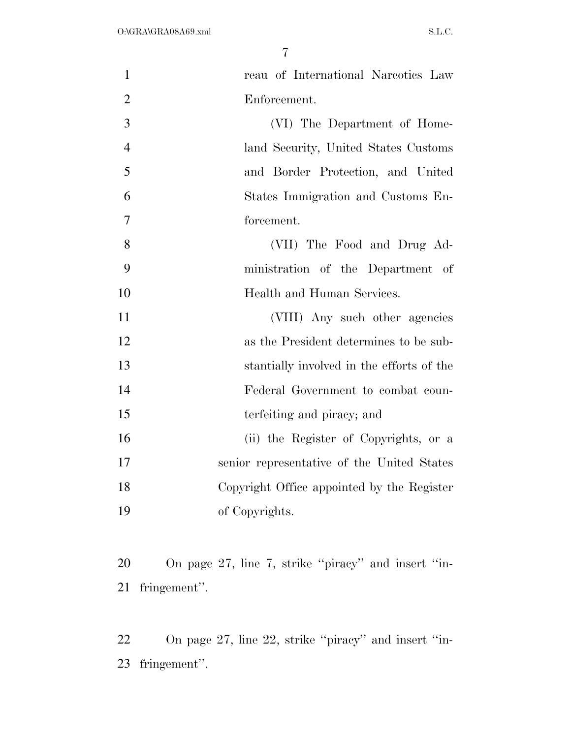reau of International Narcotics Law Enforcement.

(VI) The Department of Homeland Security, United States Customs and Border Protection, and United States Immigration and Customs Enforcement.

(VII) The Food and Drug Administration of the Department of Health and Human Services.

(VIII) Any such other agencies as the President determines to be substantially involved in the efforts of the Federal Government to combat counterfeiting and piracy; and

(ii) the Register of Copyrights, or a senior representative of the United States Copyright Office appointed by the Register of Copyrights.

On page 27, line 7, strike ''piracy'' and insert ''infringement''.

On page 27, line 22, strike ''piracy'' and insert ''infringement''.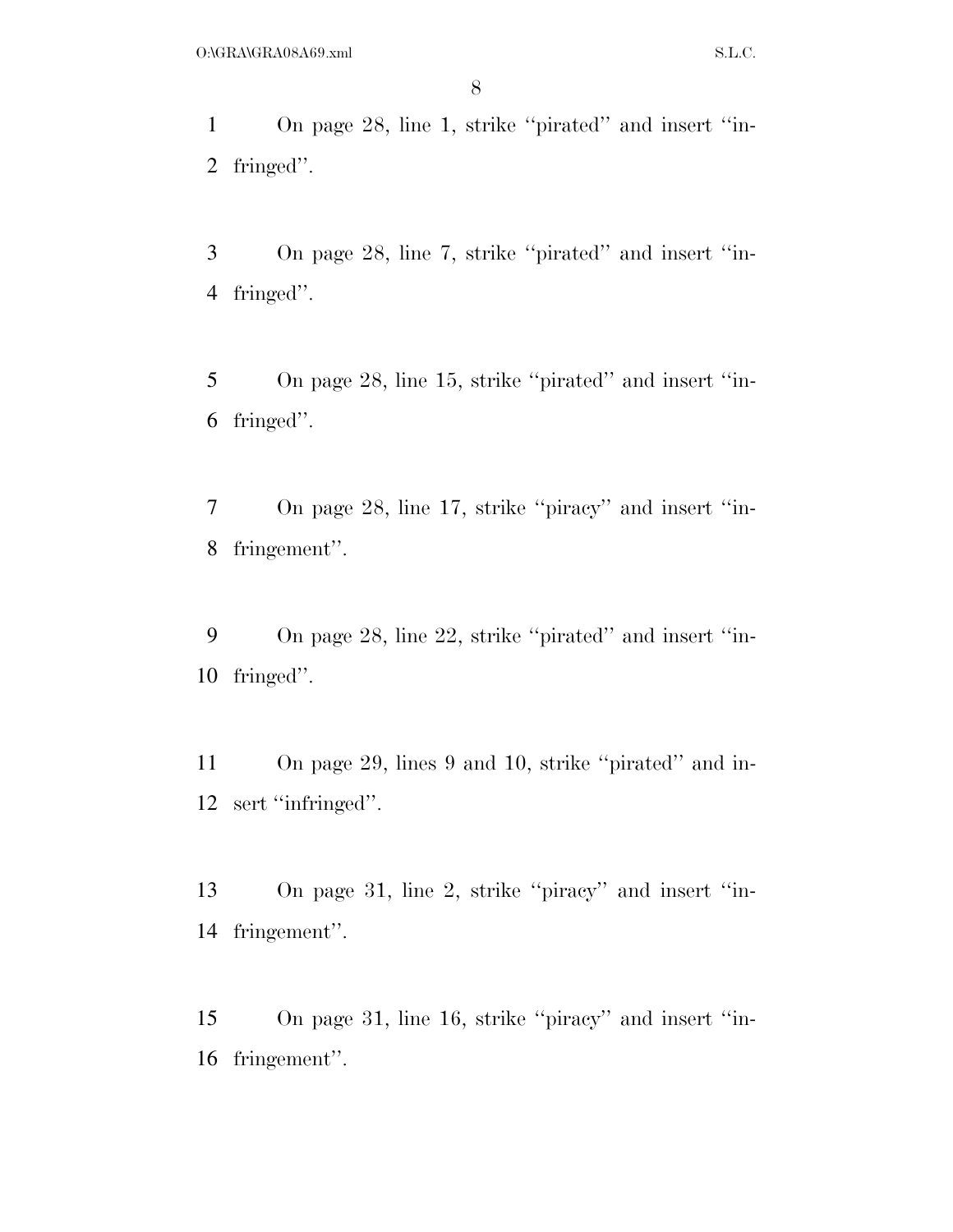On page 28, line 1, strike "pirated" and insert "infringed".

On page 28, line 7, strike "pirated" and insert "infringed".

On page 28, line 15, strike "pirated" and insert "infringed".

On page 28, line 17, strike "piracy" and insert "infringement".

On page 28, line 22, strike "pirated" and insert "infringed".

On page 29, lines 9 and 10, strike "pirated" and insert "infringed".

On page 31, line 2, strike "piracy" and insert "infringement".

On page 31, line 16, strike "piracy" and insert "infringement".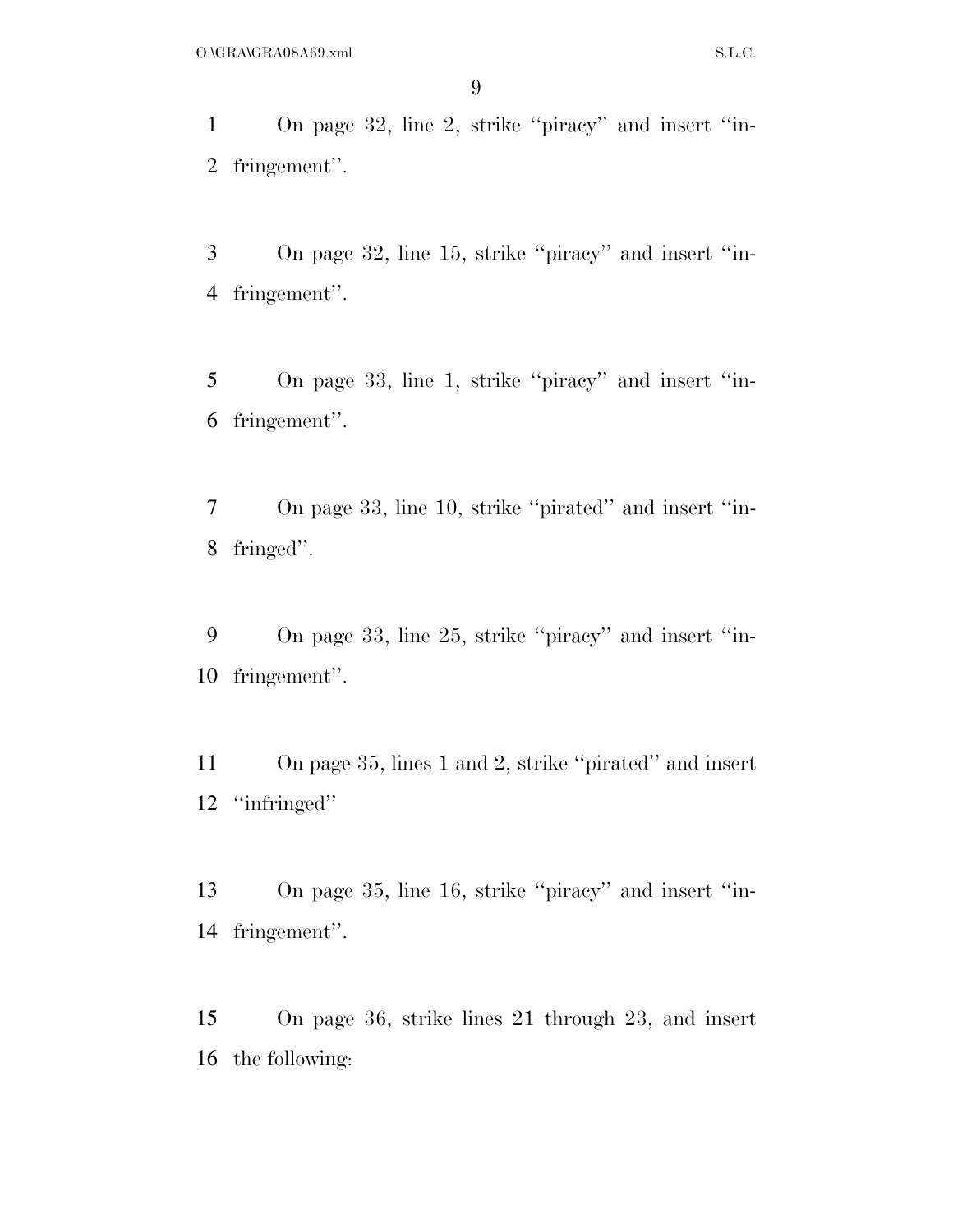On page 32, line 2, strike ''piracy'' and insert ''infringement''.

On page 32, line 15, strike ''piracy'' and insert ''infringement''.

On page 33, line 1, strike ''piracy'' and insert ''infringement''.

On page 33, line 10, strike ''pirated'' and insert ''infringed''.

On page 33, line 25, strike ''piracy'' and insert ''infringement''.

On page 35, lines 1 and 2, strike ''pirated'' and insert ''infringed''

On page 35, line 16, strike ''piracy'' and insert ''infringement''.

On page 36, strike lines 21 through 23, and insert the following: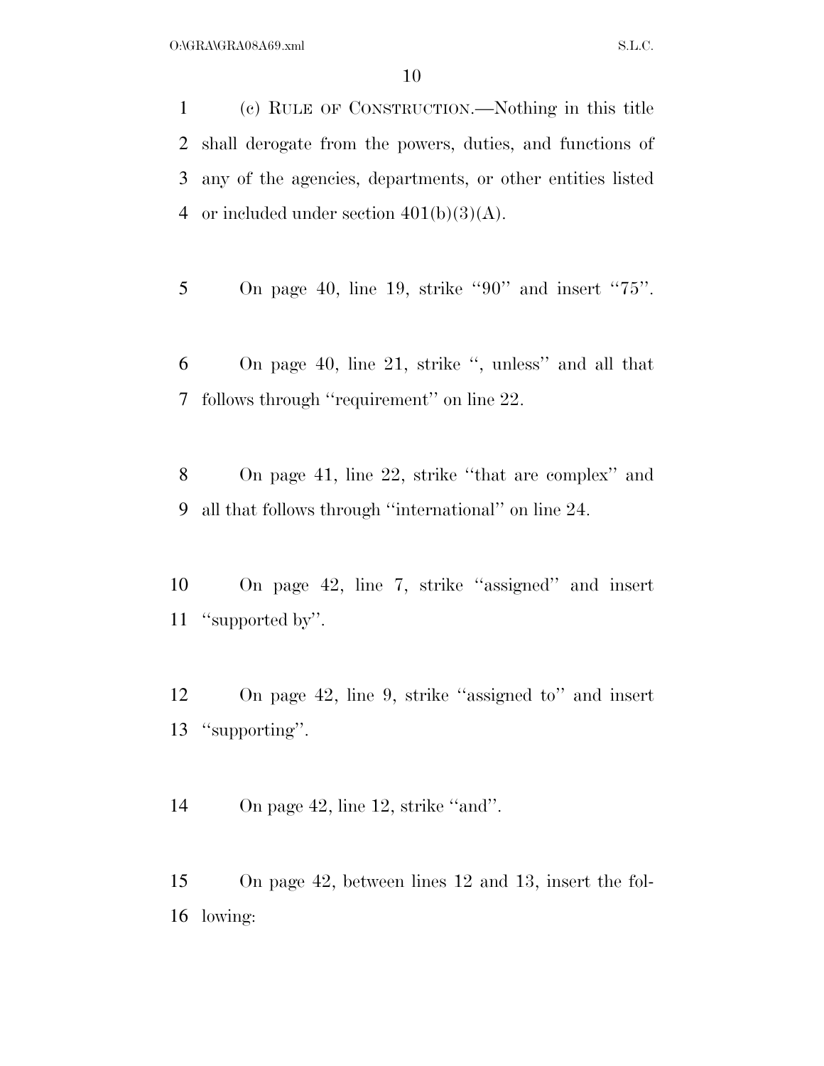(c) RULE OF CONSTRUCTION.—Nothing in this title shall derogate from the powers, duties, and functions of any of the agencies, departments, or other entities listed or included under section 401(b)(3)(A).

On page 40, line 19, strike "90" and insert "75".

On page 40, line 21, strike ", unless" and all that follows through "requirement" on line 22.

On page 41, line 22, strike "that are complex" and all that follows through "international" on line 24.

On page 42, line 7, strike "assigned" and insert "supported by".

On page 42, line 9, strike "assigned to" and insert "supporting".

On page 42, line 12, strike "and".

On page 42, between lines 12 and 13, insert the following: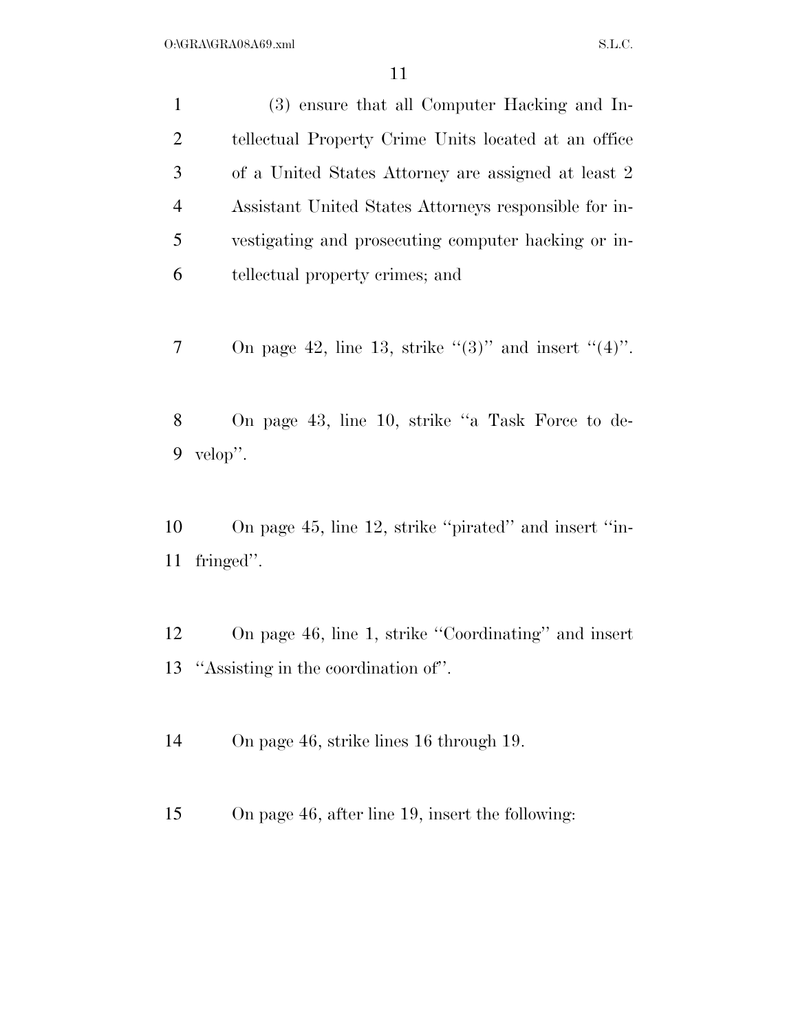(3) ensure that all Computer Hacking and Intellectual Property Crime Units located at an office of a United States Attorney are assigned at least 2 Assistant United States Attorneys responsible for investigating and prosecuting computer hacking or intellectual property crimes; and

On page 42, line 13, strike "(3)" and insert "(4)".

On page 43, line 10, strike "a Task Force to develop".

On page 45, line 12, strike "pirated" and insert "infringed".

On page 46, line 1, strike "Coordinating" and insert "Assisting in the coordination of".

On page 46, strike lines 16 through 19.

On page 46, after line 19, insert the following: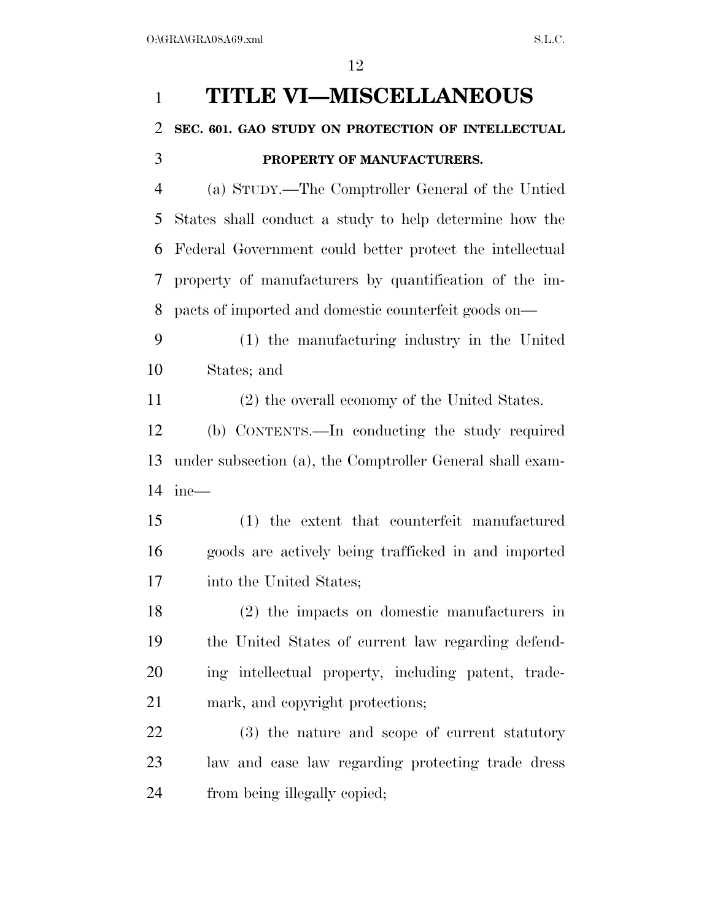# TITLE VI—MISCELLANEOUS

## SEC. 601. GAO STUDY ON PROTECTION OF INTELLECTUAL PROPERTY OF MANUFACTURERS.

(a) STUDY.—The Comptroller General of the Untied States shall conduct a study to help determine how the Federal Government could better protect the intellectual property of manufacturers by quantification of the impacts of imported and domestic counterfeit goods on—

(1) the manufacturing industry in the United States; and

(2) the overall economy of the United States.

(b) CONTENTS.—In conducting the study required under subsection (a), the Comptroller General shall examine—

(1) the extent that counterfeit manufactured goods are actively being trafficked in and imported into the United States;

(2) the impacts on domestic manufacturers in the United States of current law regarding defending intellectual property, including patent, trademark, and copyright protections;

(3) the nature and scope of current statutory law and case law regarding protecting trade dress from being illegally copied;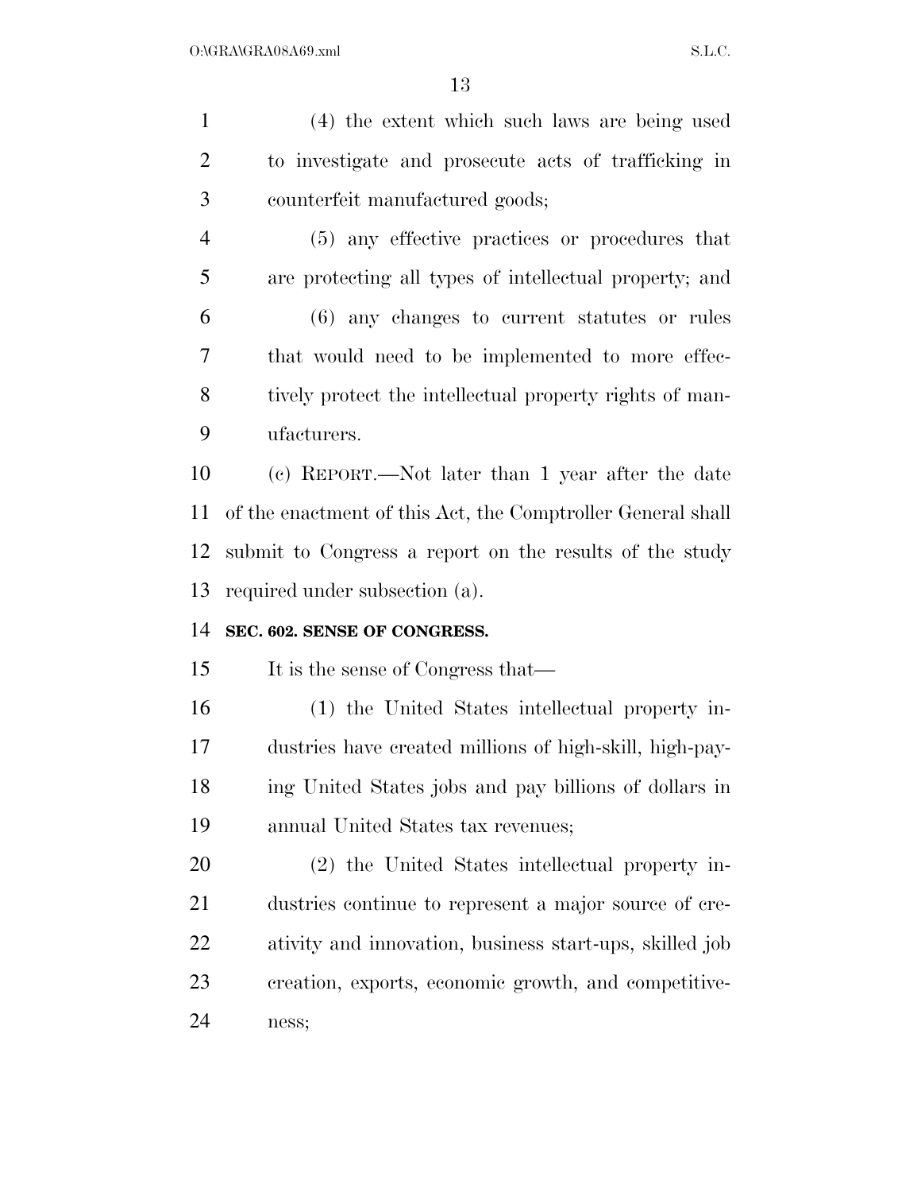(4) the extent which such laws are being used to investigate and prosecute acts of trafficking in counterfeit manufactured goods;

(5) any effective practices or procedures that are protecting all types of intellectual property; and

(6) any changes to current statutes or rules that would need to be implemented to more effectively protect the intellectual property rights of manufacturers.

(c) REPORT.—Not later than 1 year after the date of the enactment of this Act, the Comptroller General shall submit to Congress a report on the results of the study required under subsection (a).

**SEC. 602. SENSE OF CONGRESS.**

It is the sense of Congress that—

(1) the United States intellectual property industries have created millions of high-skill, high-paying United States jobs and pay billions of dollars in annual United States tax revenues;

(2) the United States intellectual property industries continue to represent a major source of creativity and innovation, business start-ups, skilled job creation, exports, economic growth, and competitiveness;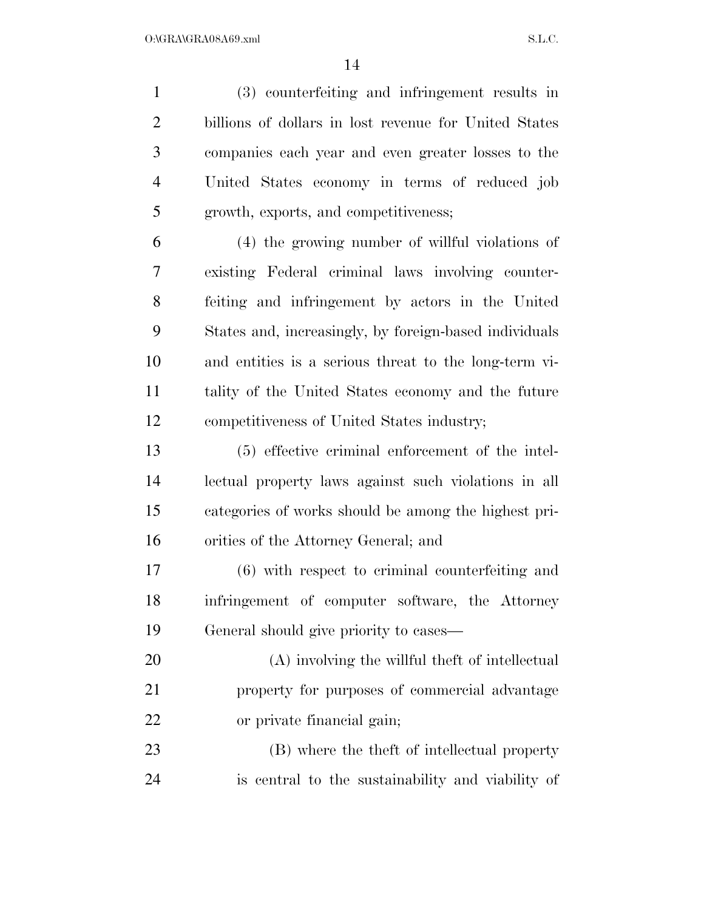(3) counterfeiting and infringement results in billions of dollars in lost revenue for United States companies each year and even greater losses to the United States economy in terms of reduced job growth, exports, and competitiveness;

(4) the growing number of willful violations of existing Federal criminal laws involving counterfeiting and infringement by actors in the United States and, increasingly, by foreign-based individuals and entities is a serious threat to the long-term vitality of the United States economy and the future competitiveness of United States industry;

(5) effective criminal enforcement of the intellectual property laws against such violations in all categories of works should be among the highest priorities of the Attorney General; and

(6) with respect to criminal counterfeiting and infringement of computer software, the Attorney General should give priority to cases—

(A) involving the willful theft of intellectual property for purposes of commercial advantage or private financial gain;

(B) where the theft of intellectual property is central to the sustainability and viability of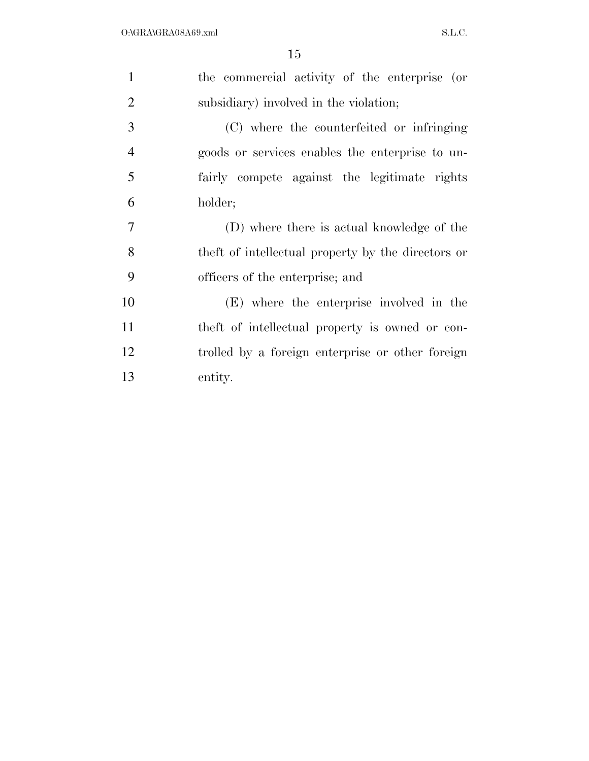the commercial activity of the enterprise (or subsidiary) involved in the violation;

(C) where the counterfeited or infringing goods or services enables the enterprise to unfairly compete against the legitimate rights holder;

(D) where there is actual knowledge of the theft of intellectual property by the directors or officers of the enterprise; and

(E) where the enterprise involved in the theft of intellectual property is owned or controlled by a foreign enterprise or other foreign entity.